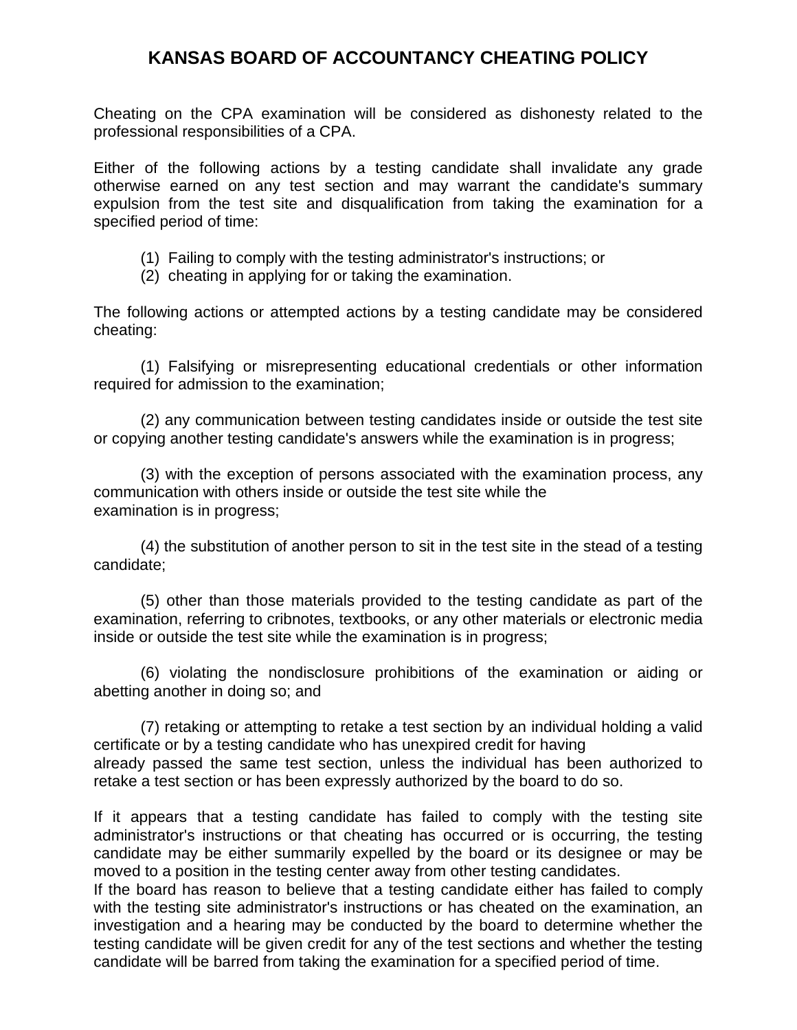# KANSAS BOARD OF ACCOUNTANCY CHEATING POLICY

Cheating on the CPA examination will be considered as dishonesty related to the professional responsibilities of a CPA.

Either of the following actions by a testing candidate shall invalidate any grade otherwise earned on any test section and may warrant the candidate's summary expulsion from the test site and disqualification from taking the examination for a specified period of time:

(1) Failing to comply with the testing administrator's instructions; or
(2) cheating in applying for or taking the examination.

The following actions or attempted actions by a testing candidate may be considered cheating:

(1) Falsifying or misrepresenting educational credentials or other information required for admission to the examination;

(2) any communication between testing candidates inside or outside the test site or copying another testing candidate's answers while the examination is in progress;

(3) with the exception of persons associated with the examination process, any communication with others inside or outside the test site while the examination is in progress;

(4) the substitution of another person to sit in the test site in the stead of a testing candidate;

(5) other than those materials provided to the testing candidate as part of the examination, referring to cribnotes, textbooks, or any other materials or electronic media inside or outside the test site while the examination is in progress;

(6) violating the nondisclosure prohibitions of the examination or aiding or abetting another in doing so; and

(7) retaking or attempting to retake a test section by an individual holding a valid certificate or by a testing candidate who has unexpired credit for having already passed the same test section, unless the individual has been authorized to retake a test section or has been expressly authorized by the board to do so.

If it appears that a testing candidate has failed to comply with the testing site administrator's instructions or that cheating has occurred or is occurring, the testing candidate may be either summarily expelled by the board or its designee or may be moved to a position in the testing center away from other testing candidates.
If the board has reason to believe that a testing candidate either has failed to comply with the testing site administrator's instructions or has cheated on the examination, an investigation and a hearing may be conducted by the board to determine whether the testing candidate will be given credit for any of the test sections and whether the testing candidate will be barred from taking the examination for a specified period of time.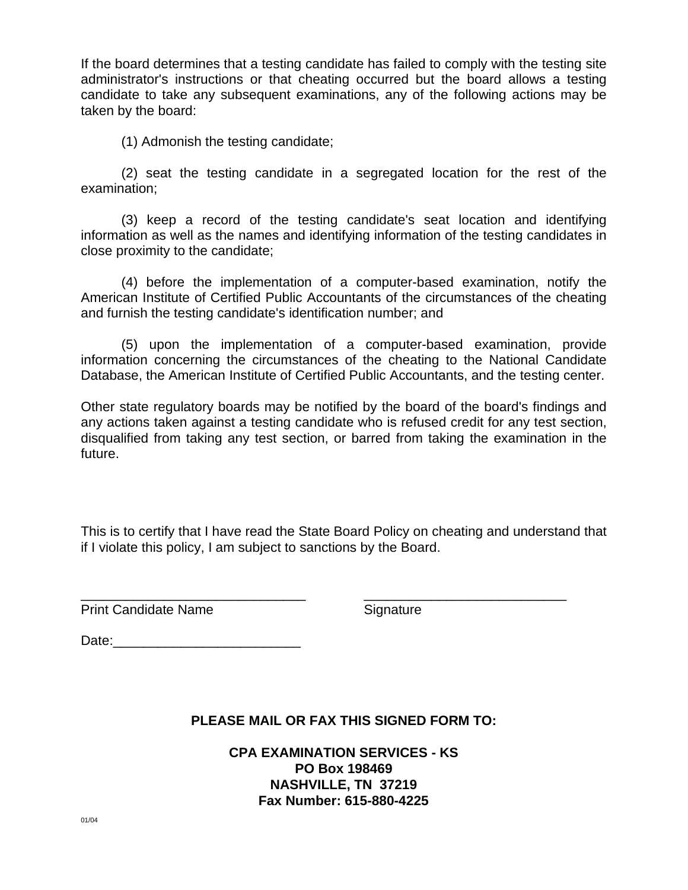If the board determines that a testing candidate has failed to comply with the testing site administrator's instructions or that cheating occurred but the board allows a testing candidate to take any subsequent examinations, any of the following actions may be taken by the board:

(1) Admonish the testing candidate;

(2) seat the testing candidate in a segregated location for the rest of the examination;

(3) keep a record of the testing candidate's seat location and identifying information as well as the names and identifying information of the testing candidates in close proximity to the candidate;

(4) before the implementation of a computer-based examination, notify the American Institute of Certified Public Accountants of the circumstances of the cheating and furnish the testing candidate's identification number; and

(5) upon the implementation of a computer-based examination, provide information concerning the circumstances of the cheating to the National Candidate Database, the American Institute of Certified Public Accountants, and the testing center.

Other state regulatory boards may be notified by the board of the board's findings and any actions taken against a testing candidate who is refused credit for any test section, disqualified from taking any test section, or barred from taking the examination in the future.

This is to certify that I have read the State Board Policy on cheating and understand that if I violate this policy, I am subject to sanctions by the Board.

______________________________ ___________________________

Print Candidate Name Signature

Date:_________________________

**PLEASE MAIL OR FAX THIS SIGNED FORM TO:**

**CPA EXAMINATION SERVICES - KS**
**PO Box 198469**
**NASHVILLE, TN 37219**
**Fax Number: 615-880-4225**

01/04